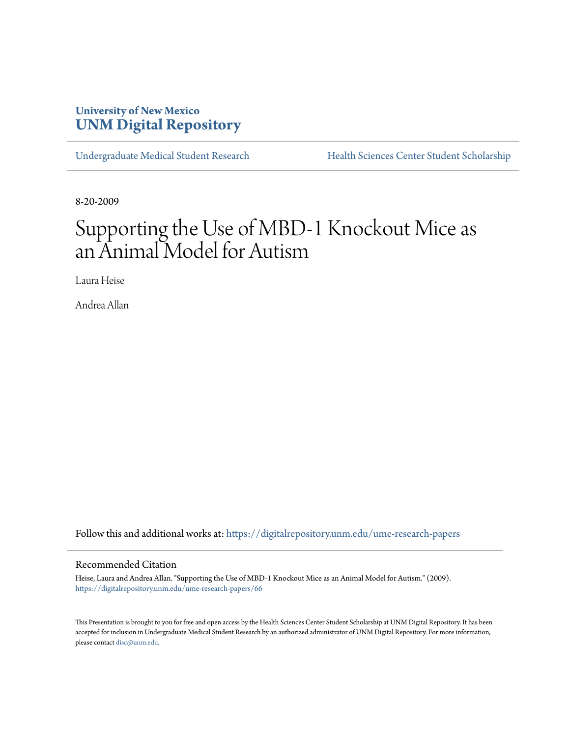University of New Mexico
**UNM Digital Repository**

Undergraduate Medical Student Research | Health Sciences Center Student Scholarship

8-20-2009

# Supporting the Use of MBD-1 Knockout Mice as an Animal Model for Autism

Laura Heise

Andrea Allan

Follow this and additional works at: https://digitalrepository.unm.edu/ume-research-papers

## Recommended Citation

Heise, Laura and Andrea Allan. "Supporting the Use of MBD-1 Knockout Mice as an Animal Model for Autism." (2009). https://digitalrepository.unm.edu/ume-research-papers/66

This Presentation is brought to you for free and open access by the Health Sciences Center Student Scholarship at UNM Digital Repository. It has been accepted for inclusion in Undergraduate Medical Student Research by an authorized administrator of UNM Digital Repository. For more information, please contact disc@unm.edu.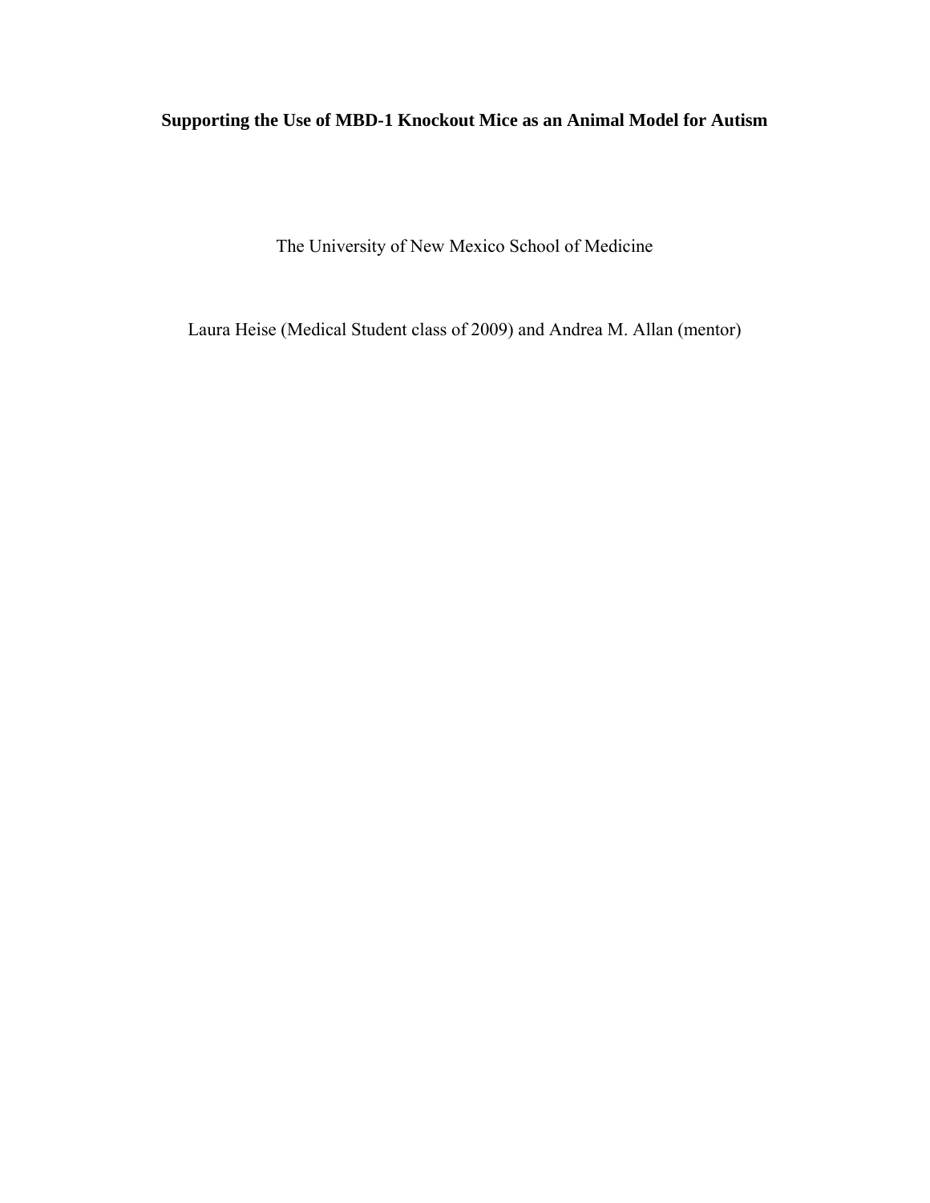**Supporting the Use of MBD-1 Knockout Mice as an Animal Model for Autism**

The University of New Mexico School of Medicine

Laura Heise (Medical Student class of 2009) and Andrea M. Allan (mentor)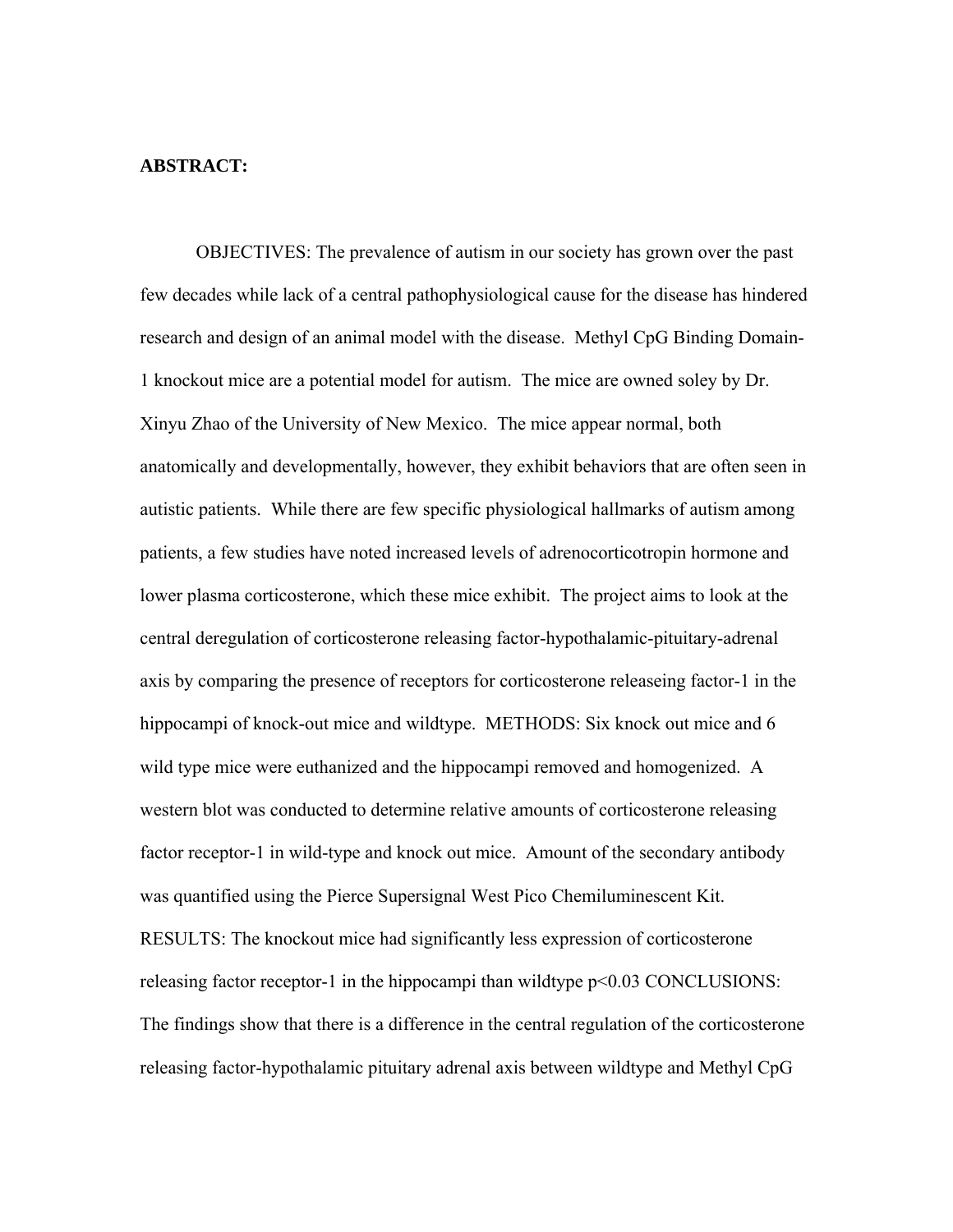**ABSTRACT:**

OBJECTIVES: The prevalence of autism in our society has grown over the past few decades while lack of a central pathophysiological cause for the disease has hindered research and design of an animal model with the disease. Methyl CpG Binding Domain-1 knockout mice are a potential model for autism. The mice are owned soley by Dr. Xinyu Zhao of the University of New Mexico. The mice appear normal, both anatomically and developmentally, however, they exhibit behaviors that are often seen in autistic patients. While there are few specific physiological hallmarks of autism among patients, a few studies have noted increased levels of adrenocorticotropin hormone and lower plasma corticosterone, which these mice exhibit. The project aims to look at the central deregulation of corticosterone releasing factor-hypothalamic-pituitary-adrenal axis by comparing the presence of receptors for corticosterone releaseing factor-1 in the hippocampi of knock-out mice and wildtype. METHODS: Six knock out mice and 6 wild type mice were euthanized and the hippocampi removed and homogenized. A western blot was conducted to determine relative amounts of corticosterone releasing factor receptor-1 in wild-type and knock out mice. Amount of the secondary antibody was quantified using the Pierce Supersignal West Pico Chemiluminescent Kit. RESULTS: The knockout mice had significantly less expression of corticosterone releasing factor receptor-1 in the hippocampi than wildtype $p<0.03$ CONCLUSIONS: The findings show that there is a difference in the central regulation of the corticosterone releasing factor-hypothalamic pituitary adrenal axis between wildtype and Methyl CpG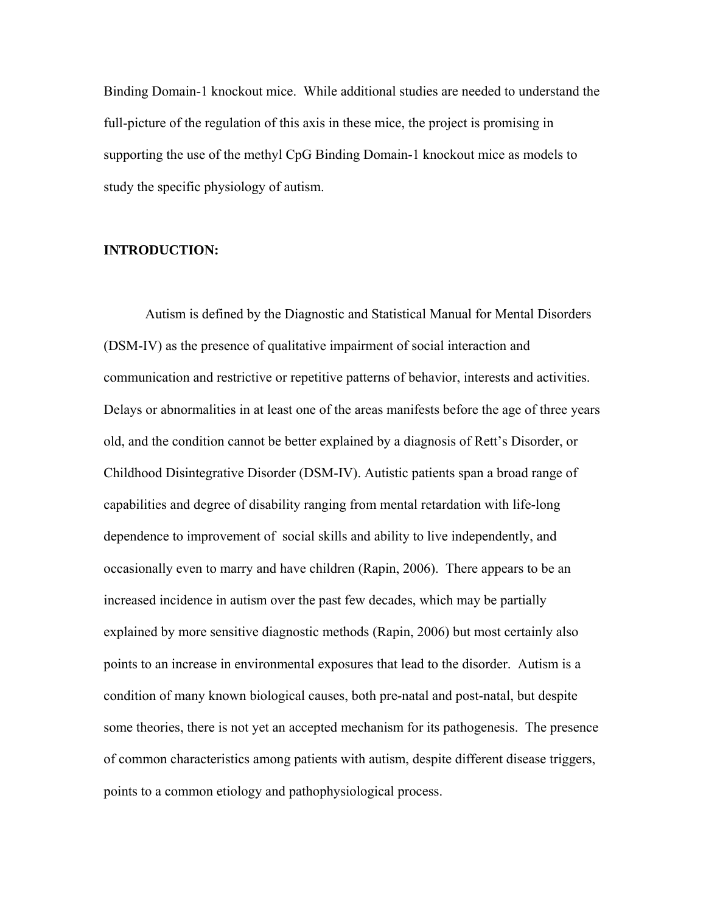Binding Domain-1 knockout mice. While additional studies are needed to understand the full-picture of the regulation of this axis in these mice, the project is promising in supporting the use of the methyl CpG Binding Domain-1 knockout mice as models to study the specific physiology of autism.

**INTRODUCTION:**

Autism is defined by the Diagnostic and Statistical Manual for Mental Disorders (DSM-IV) as the presence of qualitative impairment of social interaction and communication and restrictive or repetitive patterns of behavior, interests and activities. Delays or abnormalities in at least one of the areas manifests before the age of three years old, and the condition cannot be better explained by a diagnosis of Rett's Disorder, or Childhood Disintegrative Disorder (DSM-IV). Autistic patients span a broad range of capabilities and degree of disability ranging from mental retardation with life-long dependence to improvement of social skills and ability to live independently, and occasionally even to marry and have children (Rapin, 2006). There appears to be an increased incidence in autism over the past few decades, which may be partially explained by more sensitive diagnostic methods (Rapin, 2006) but most certainly also points to an increase in environmental exposures that lead to the disorder. Autism is a condition of many known biological causes, both pre-natal and post-natal, but despite some theories, there is not yet an accepted mechanism for its pathogenesis. The presence of common characteristics among patients with autism, despite different disease triggers, points to a common etiology and pathophysiological process.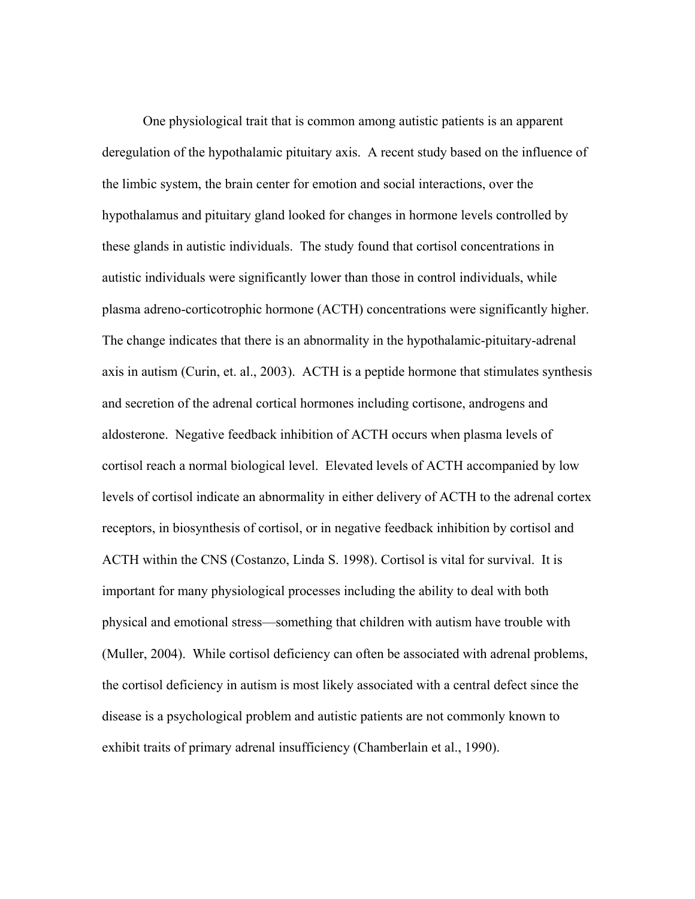One physiological trait that is common among autistic patients is an apparent deregulation of the hypothalamic pituitary axis. A recent study based on the influence of the limbic system, the brain center for emotion and social interactions, over the hypothalamus and pituitary gland looked for changes in hormone levels controlled by these glands in autistic individuals. The study found that cortisol concentrations in autistic individuals were significantly lower than those in control individuals, while plasma adreno-corticotrophic hormone (ACTH) concentrations were significantly higher. The change indicates that there is an abnormality in the hypothalamic-pituitary-adrenal axis in autism (Curin, et. al., 2003). ACTH is a peptide hormone that stimulates synthesis and secretion of the adrenal cortical hormones including cortisone, androgens and aldosterone. Negative feedback inhibition of ACTH occurs when plasma levels of cortisol reach a normal biological level. Elevated levels of ACTH accompanied by low levels of cortisol indicate an abnormality in either delivery of ACTH to the adrenal cortex receptors, in biosynthesis of cortisol, or in negative feedback inhibition by cortisol and ACTH within the CNS (Costanzo, Linda S. 1998). Cortisol is vital for survival. It is important for many physiological processes including the ability to deal with both physical and emotional stress—something that children with autism have trouble with (Muller, 2004). While cortisol deficiency can often be associated with adrenal problems, the cortisol deficiency in autism is most likely associated with a central defect since the disease is a psychological problem and autistic patients are not commonly known to exhibit traits of primary adrenal insufficiency (Chamberlain et al., 1990).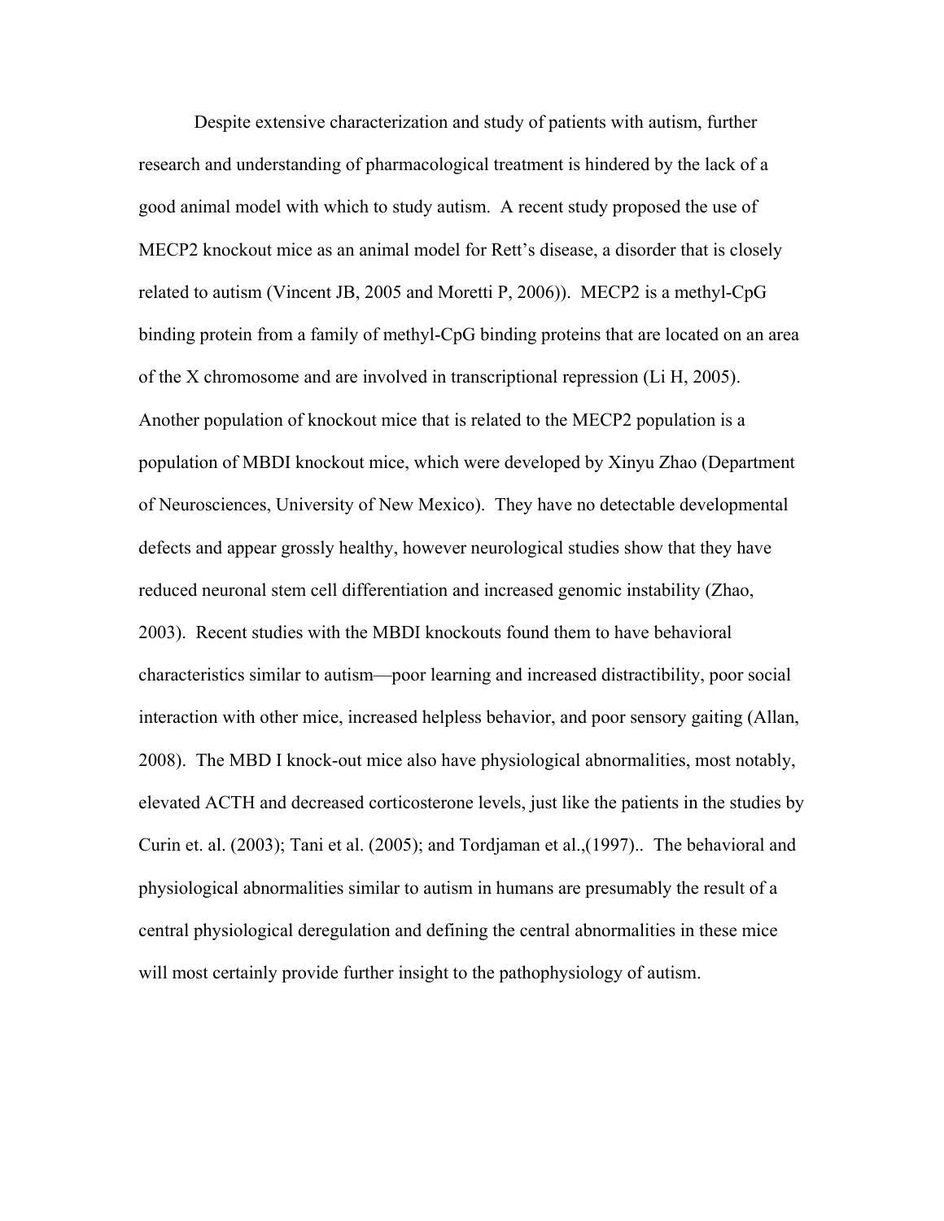Despite extensive characterization and study of patients with autism, further research and understanding of pharmacological treatment is hindered by the lack of a good animal model with which to study autism. A recent study proposed the use of MECP2 knockout mice as an animal model for Rett's disease, a disorder that is closely related to autism (Vincent JB, 2005 and Moretti P, 2006)). MECP2 is a methyl-CpG binding protein from a family of methyl-CpG binding proteins that are located on an area of the X chromosome and are involved in transcriptional repression (Li H, 2005). Another population of knockout mice that is related to the MECP2 population is a population of MBDI knockout mice, which were developed by Xinyu Zhao (Department of Neurosciences, University of New Mexico). They have no detectable developmental defects and appear grossly healthy, however neurological studies show that they have reduced neuronal stem cell differentiation and increased genomic instability (Zhao, 2003). Recent studies with the MBDI knockouts found them to have behavioral characteristics similar to autism—poor learning and increased distractibility, poor social interaction with other mice, increased helpless behavior, and poor sensory gaiting (Allan, 2008). The MBD I knock-out mice also have physiological abnormalities, most notably, elevated ACTH and decreased corticosterone levels, just like the patients in the studies by Curin et. al. (2003); Tani et al. (2005); and Tordjaman et al.,(1997).. The behavioral and physiological abnormalities similar to autism in humans are presumably the result of a central physiological deregulation and defining the central abnormalities in these mice will most certainly provide further insight to the pathophysiology of autism.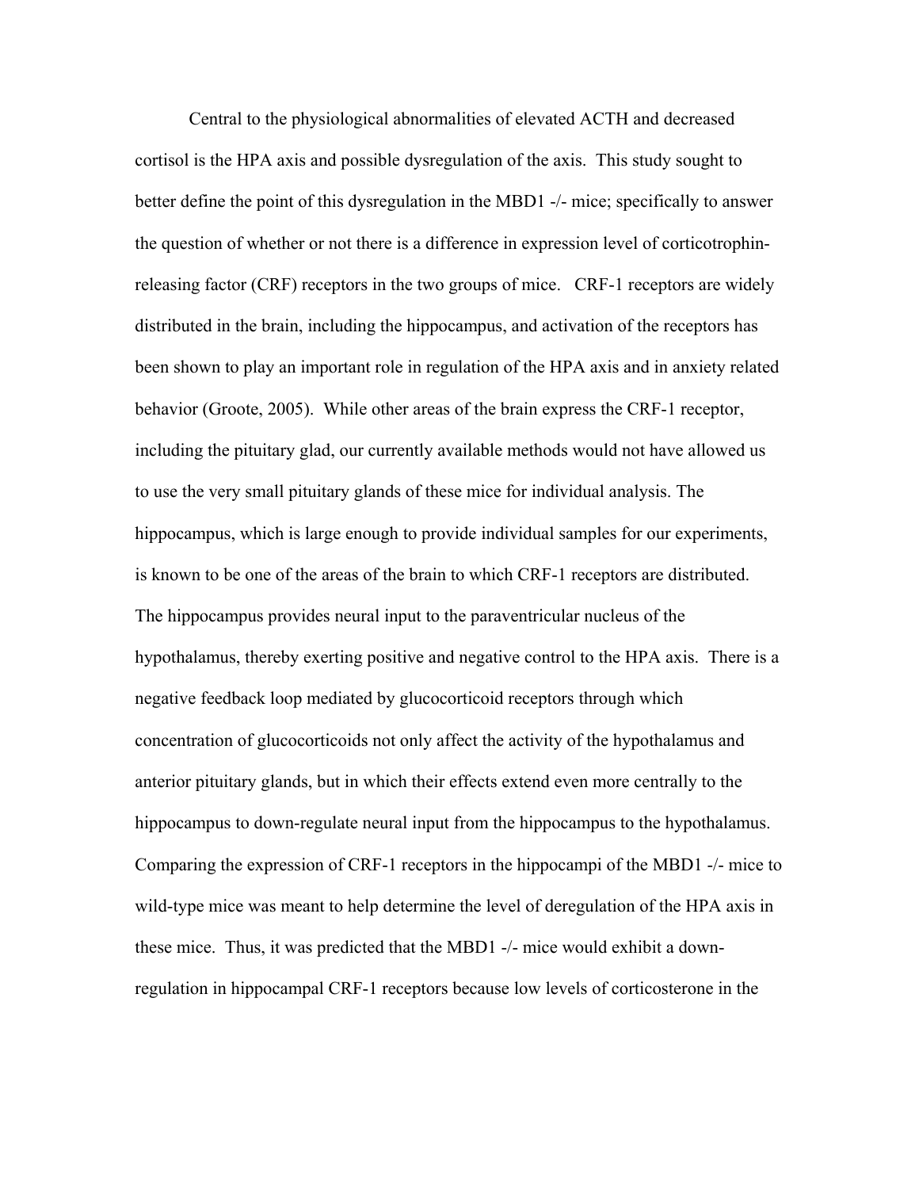Central to the physiological abnormalities of elevated ACTH and decreased cortisol is the HPA axis and possible dysregulation of the axis. This study sought to better define the point of this dysregulation in the MBD1 -/- mice; specifically to answer the question of whether or not there is a difference in expression level of corticotrophin-releasing factor (CRF) receptors in the two groups of mice. CRF-1 receptors are widely distributed in the brain, including the hippocampus, and activation of the receptors has been shown to play an important role in regulation of the HPA axis and in anxiety related behavior (Groote, 2005). While other areas of the brain express the CRF-1 receptor, including the pituitary glad, our currently available methods would not have allowed us to use the very small pituitary glands of these mice for individual analysis. The hippocampus, which is large enough to provide individual samples for our experiments, is known to be one of the areas of the brain to which CRF-1 receptors are distributed. The hippocampus provides neural input to the paraventricular nucleus of the hypothalamus, thereby exerting positive and negative control to the HPA axis. There is a negative feedback loop mediated by glucocorticoid receptors through which concentration of glucocorticoids not only affect the activity of the hypothalamus and anterior pituitary glands, but in which their effects extend even more centrally to the hippocampus to down-regulate neural input from the hippocampus to the hypothalamus. Comparing the expression of CRF-1 receptors in the hippocampi of the MBD1 -/- mice to wild-type mice was meant to help determine the level of deregulation of the HPA axis in these mice. Thus, it was predicted that the MBD1 -/- mice would exhibit a down-regulation in hippocampal CRF-1 receptors because low levels of corticosterone in the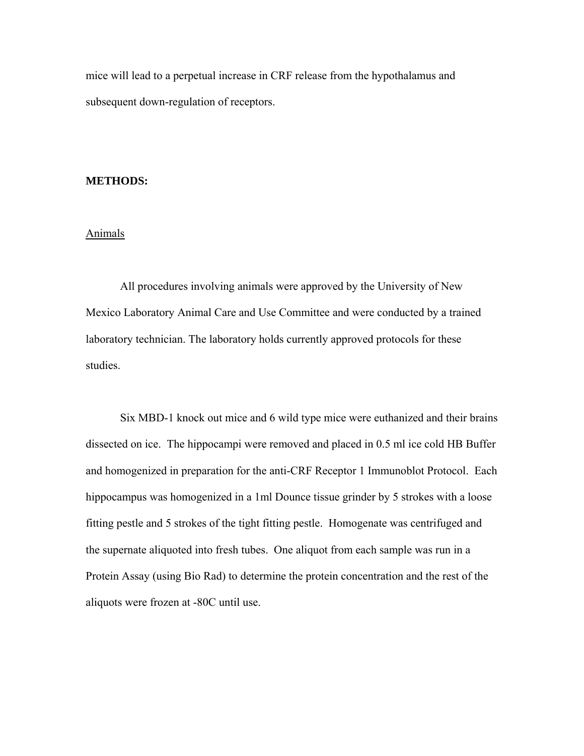mice will lead to a perpetual increase in CRF release from the hypothalamus and subsequent down-regulation of receptors.

**METHODS:**

Animals

All procedures involving animals were approved by the University of New Mexico Laboratory Animal Care and Use Committee and were conducted by a trained laboratory technician. The laboratory holds currently approved protocols for these studies.

Six MBD-1 knock out mice and 6 wild type mice were euthanized and their brains dissected on ice. The hippocampi were removed and placed in 0.5 ml ice cold HB Buffer and homogenized in preparation for the anti-CRF Receptor 1 Immunoblot Protocol. Each hippocampus was homogenized in a 1ml Dounce tissue grinder by 5 strokes with a loose fitting pestle and 5 strokes of the tight fitting pestle. Homogenate was centrifuged and the supernate aliquoted into fresh tubes. One aliquot from each sample was run in a Protein Assay (using Bio Rad) to determine the protein concentration and the rest of the aliquots were frozen at -80C until use.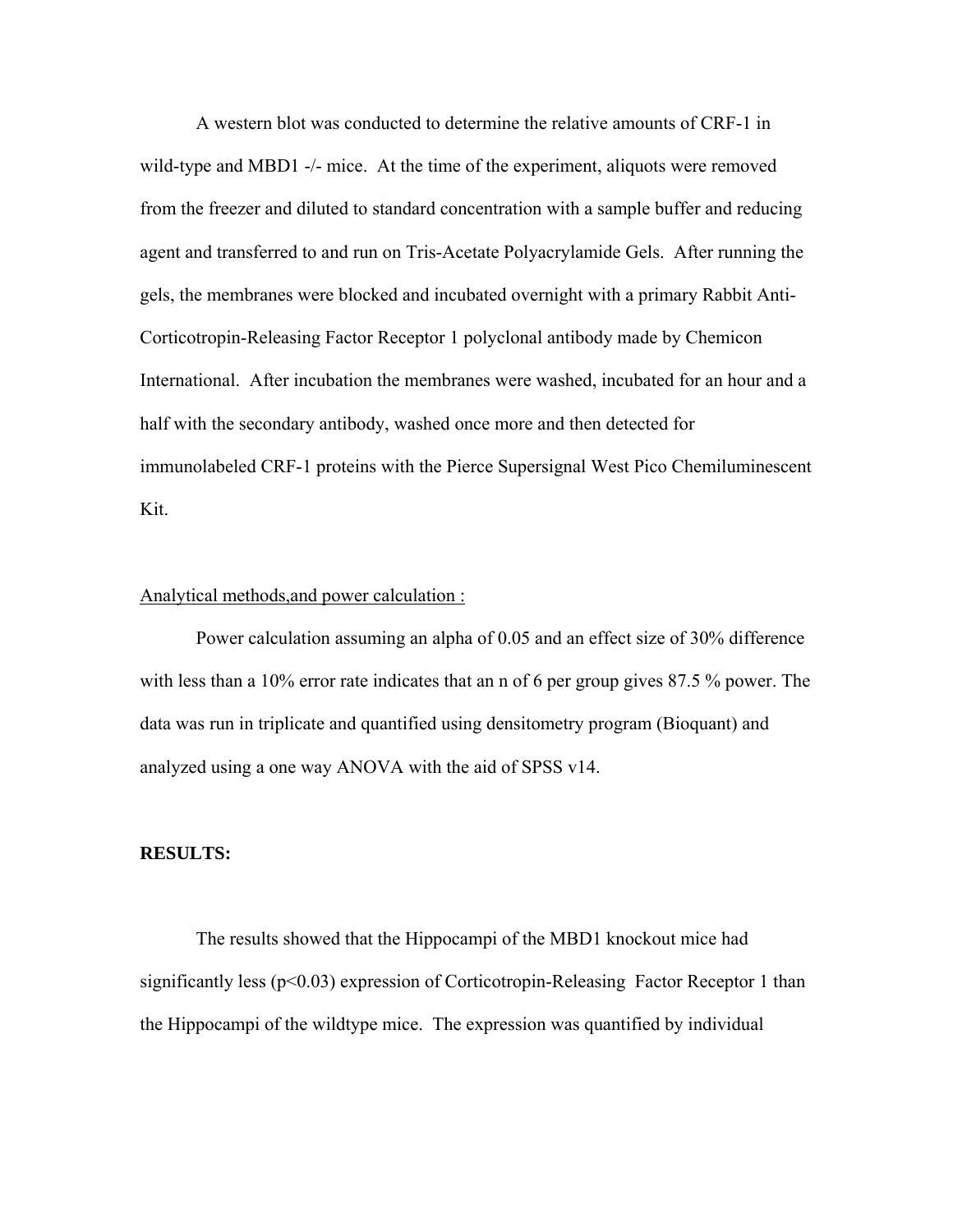A western blot was conducted to determine the relative amounts of CRF-1 in wild-type and MBD1 -/- mice. At the time of the experiment, aliquots were removed from the freezer and diluted to standard concentration with a sample buffer and reducing agent and transferred to and run on Tris-Acetate Polyacrylamide Gels. After running the gels, the membranes were blocked and incubated overnight with a primary Rabbit Anti-Corticotropin-Releasing Factor Receptor 1 polyclonal antibody made by Chemicon International. After incubation the membranes were washed, incubated for an hour and a half with the secondary antibody, washed once more and then detected for immunolabeled CRF-1 proteins with the Pierce Supersignal West Pico Chemiluminescent Kit.

<u>Analytical methods,and power calculation :</u>

Power calculation assuming an alpha of 0.05 and an effect size of 30% difference with less than a 10% error rate indicates that an n of 6 per group gives 87.5 % power. The data was run in triplicate and quantified using densitometry program (Bioquant) and analyzed using a one way ANOVA with the aid of SPSS v14.

**RESULTS:**

The results showed that the Hippocampi of the MBD1 knockout mice had significantly less ($p<0.03$) expression of Corticotropin-Releasing Factor Receptor 1 than the Hippocampi of the wildtype mice. The expression was quantified by individual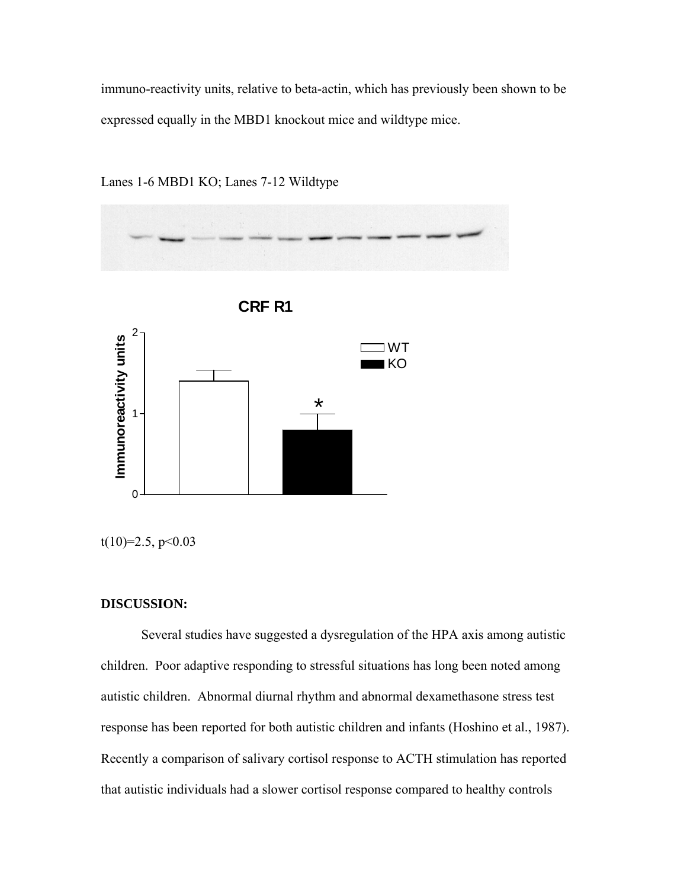immuno-reactivity units, relative to beta-actin, which has previously been shown to be expressed equally in the MBD1 knockout mice and wildtype mice.

Lanes 1-6 MBD1 KO; Lanes 7-12 Wildtype

$t(10)=2.5$, $p<0.03$

**DISCUSSION:**

Several studies have suggested a dysregulation of the HPA axis among autistic children. Poor adaptive responding to stressful situations has long been noted among autistic children. Abnormal diurnal rhythm and abnormal dexamethasone stress test response has been reported for both autistic children and infants (Hoshino et al., 1987). Recently a comparison of salivary cortisol response to ACTH stimulation has reported that autistic individuals had a slower cortisol response compared to healthy controls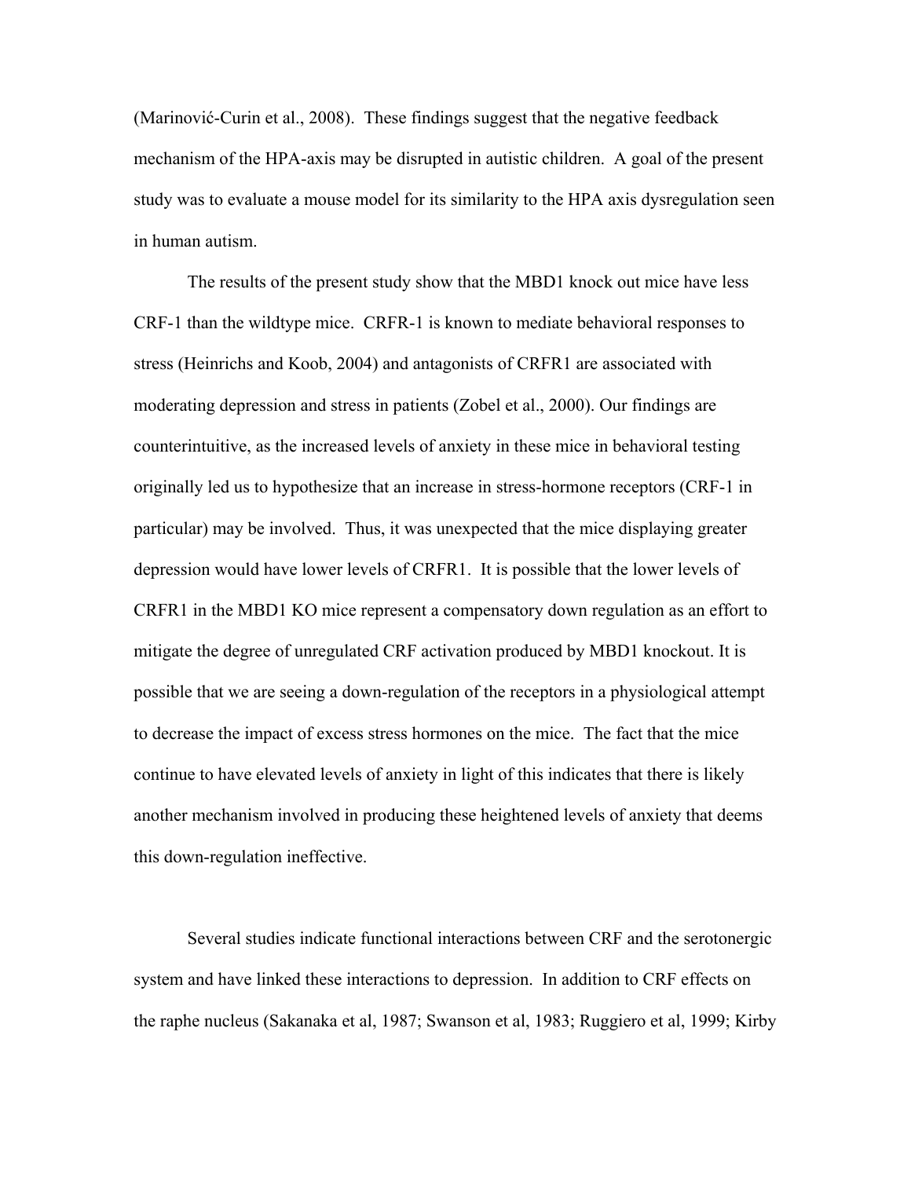(Marinović-Curin et al., 2008). These findings suggest that the negative feedback mechanism of the HPA-axis may be disrupted in autistic children. A goal of the present study was to evaluate a mouse model for its similarity to the HPA axis dysregulation seen in human autism.

The results of the present study show that the MBD1 knock out mice have less CRF-1 than the wildtype mice. CRFR-1 is known to mediate behavioral responses to stress (Heinrichs and Koob, 2004) and antagonists of CRFR1 are associated with moderating depression and stress in patients (Zobel et al., 2000). Our findings are counterintuitive, as the increased levels of anxiety in these mice in behavioral testing originally led us to hypothesize that an increase in stress-hormone receptors (CRF-1 in particular) may be involved. Thus, it was unexpected that the mice displaying greater depression would have lower levels of CRFR1. It is possible that the lower levels of CRFR1 in the MBD1 KO mice represent a compensatory down regulation as an effort to mitigate the degree of unregulated CRF activation produced by MBD1 knockout. It is possible that we are seeing a down-regulation of the receptors in a physiological attempt to decrease the impact of excess stress hormones on the mice. The fact that the mice continue to have elevated levels of anxiety in light of this indicates that there is likely another mechanism involved in producing these heightened levels of anxiety that deems this down-regulation ineffective.

Several studies indicate functional interactions between CRF and the serotonergic system and have linked these interactions to depression. In addition to CRF effects on the raphe nucleus (Sakanaka et al, 1987; Swanson et al, 1983; Ruggiero et al, 1999; Kirby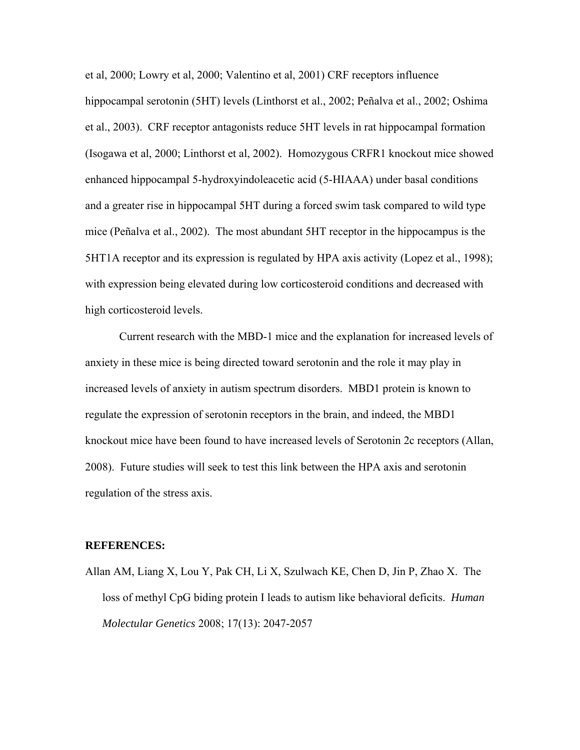et al, 2000; Lowry et al, 2000; Valentino et al, 2001) CRF receptors influence hippocampal serotonin (5HT) levels (Linthorst et al., 2002; Peñalva et al., 2002; Oshima et al., 2003). CRF receptor antagonists reduce 5HT levels in rat hippocampal formation (Isogawa et al, 2000; Linthorst et al, 2002). Homozygous CRFR1 knockout mice showed enhanced hippocampal 5-hydroxyindoleacetic acid (5-HIAAA) under basal conditions and a greater rise in hippocampal 5HT during a forced swim task compared to wild type mice (Peñalva et al., 2002). The most abundant 5HT receptor in the hippocampus is the 5HT1A receptor and its expression is regulated by HPA axis activity (Lopez et al., 1998); with expression being elevated during low corticosteroid conditions and decreased with high corticosteroid levels.

Current research with the MBD-1 mice and the explanation for increased levels of anxiety in these mice is being directed toward serotonin and the role it may play in increased levels of anxiety in autism spectrum disorders. MBD1 protein is known to regulate the expression of serotonin receptors in the brain, and indeed, the MBD1 knockout mice have been found to have increased levels of Serotonin 2c receptors (Allan, 2008). Future studies will seek to test this link between the HPA axis and serotonin regulation of the stress axis.

**REFERENCES:**

Allan AM, Liang X, Lou Y, Pak CH, Li X, Szulwach KE, Chen D, Jin P, Zhao X. The loss of methyl CpG biding protein I leads to autism like behavioral deficits. *Human Molectular Genetics* 2008; 17(13): 2047-2057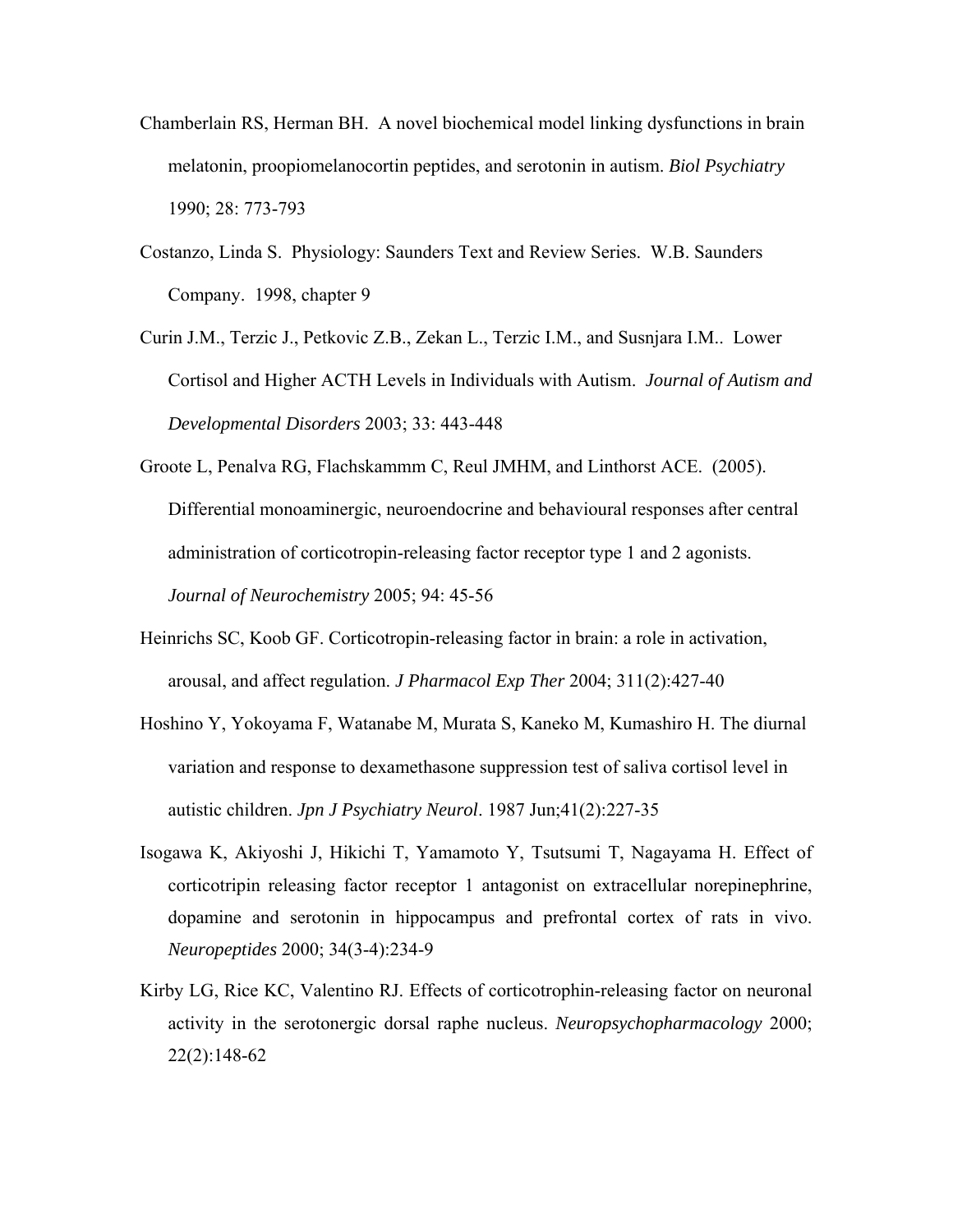Chamberlain RS, Herman BH. A novel biochemical model linking dysfunctions in brain melatonin, proopiomelanocortin peptides, and serotonin in autism. *Biol Psychiatry* 1990; 28: 773-793

Costanzo, Linda S. Physiology: Saunders Text and Review Series. W.B. Saunders Company. 1998, chapter 9

Curin J.M., Terzic J., Petkovic Z.B., Zekan L., Terzic I.M., and Susnjara I.M.. Lower Cortisol and Higher ACTH Levels in Individuals with Autism. *Journal of Autism and Developmental Disorders* 2003; 33: 443-448

Groote L, Penalva RG, Flachskammm C, Reul JMHM, and Linthorst ACE. (2005). Differential monoaminergic, neuroendocrine and behavioural responses after central administration of corticotropin-releasing factor receptor type 1 and 2 agonists. *Journal of Neurochemistry* 2005; 94: 45-56

Heinrichs SC, Koob GF. Corticotropin-releasing factor in brain: a role in activation, arousal, and affect regulation. *J Pharmacol Exp Ther* 2004; 311(2):427-40

Hoshino Y, Yokoyama F, Watanabe M, Murata S, Kaneko M, Kumashiro H. The diurnal variation and response to dexamethasone suppression test of saliva cortisol level in autistic children. *Jpn J Psychiatry Neurol*. 1987 Jun;41(2):227-35

Isogawa K, Akiyoshi J, Hikichi T, Yamamoto Y, Tsutsumi T, Nagayama H. Effect of corticotripin releasing factor receptor 1 antagonist on extracellular norepinephrine, dopamine and serotonin in hippocampus and prefrontal cortex of rats in vivo. *Neuropeptides* 2000; 34(3-4):234-9

Kirby LG, Rice KC, Valentino RJ. Effects of corticotrophin-releasing factor on neuronal activity in the serotonergic dorsal raphe nucleus. *Neuropsychopharmacology* 2000; 22(2):148-62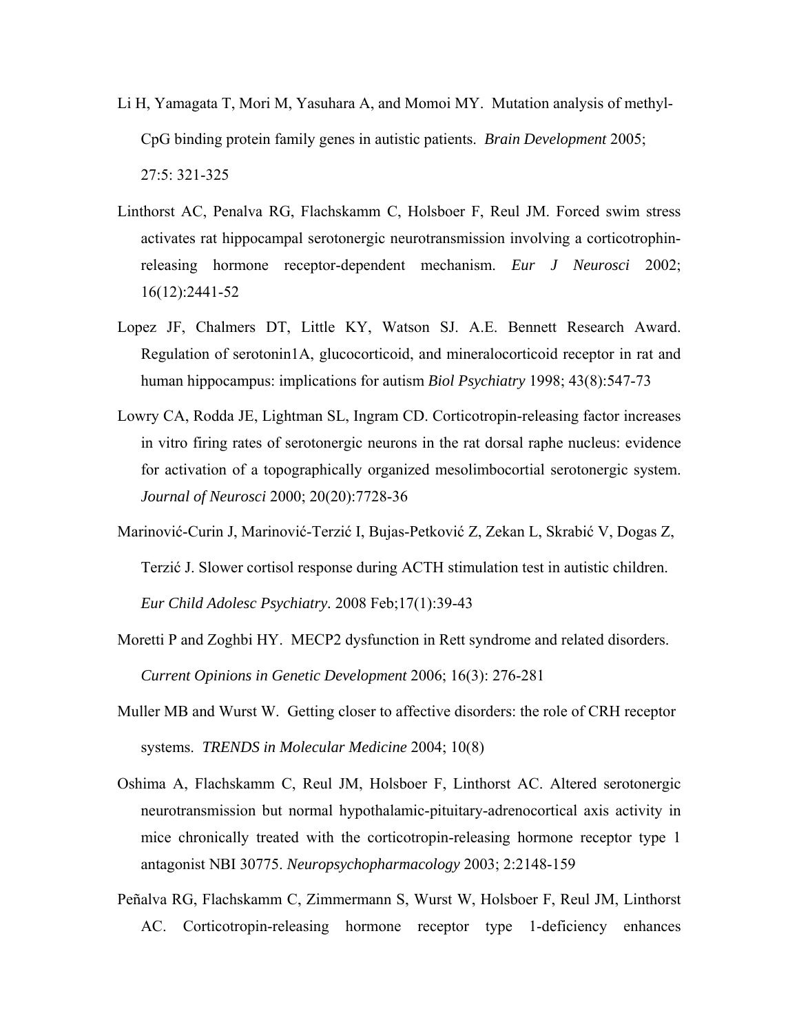Li H, Yamagata T, Mori M, Yasuhara A, and Momoi MY. Mutation analysis of methyl-CpG binding protein family genes in autistic patients. *Brain Development* 2005; 27:5: 321-325

Linthorst AC, Penalva RG, Flachskamm C, Holsboer F, Reul JM. Forced swim stress activates rat hippocampal serotonergic neurotransmission involving a corticotrophin-releasing hormone receptor-dependent mechanism. *Eur J Neurosci* 2002; 16(12):2441-52

Lopez JF, Chalmers DT, Little KY, Watson SJ. A.E. Bennett Research Award. Regulation of serotonin1A, glucocorticoid, and mineralocorticoid receptor in rat and human hippocampus: implications for autism *Biol Psychiatry* 1998; 43(8):547-73

Lowry CA, Rodda JE, Lightman SL, Ingram CD. Corticotropin-releasing factor increases in vitro firing rates of serotonergic neurons in the rat dorsal raphe nucleus: evidence for activation of a topographically organized mesolimbocortial serotonergic system. *Journal of Neurosci* 2000; 20(20):7728-36

Marinović-Curin J, Marinović-Terzić I, Bujas-Petković Z, Zekan L, Skrabić V, Dogas Z, Terzić J. Slower cortisol response during ACTH stimulation test in autistic children. *Eur Child Adolesc Psychiatry*. 2008 Feb;17(1):39-43

Moretti P and Zoghbi HY. MECP2 dysfunction in Rett syndrome and related disorders. *Current Opinions in Genetic Development* 2006; 16(3): 276-281

Muller MB and Wurst W. Getting closer to affective disorders: the role of CRH receptor systems. *TRENDS in Molecular Medicine* 2004; 10(8)

Oshima A, Flachskamm C, Reul JM, Holsboer F, Linthorst AC. Altered serotonergic neurotransmission but normal hypothalamic-pituitary-adrenocortical axis activity in mice chronically treated with the corticotropin-releasing hormone receptor type 1 antagonist NBI 30775. *Neuropsychopharmacology* 2003; 2:2148-159

Peñalva RG, Flachskamm C, Zimmermann S, Wurst W, Holsboer F, Reul JM, Linthorst AC. Corticotropin-releasing hormone receptor type 1-deficiency enhances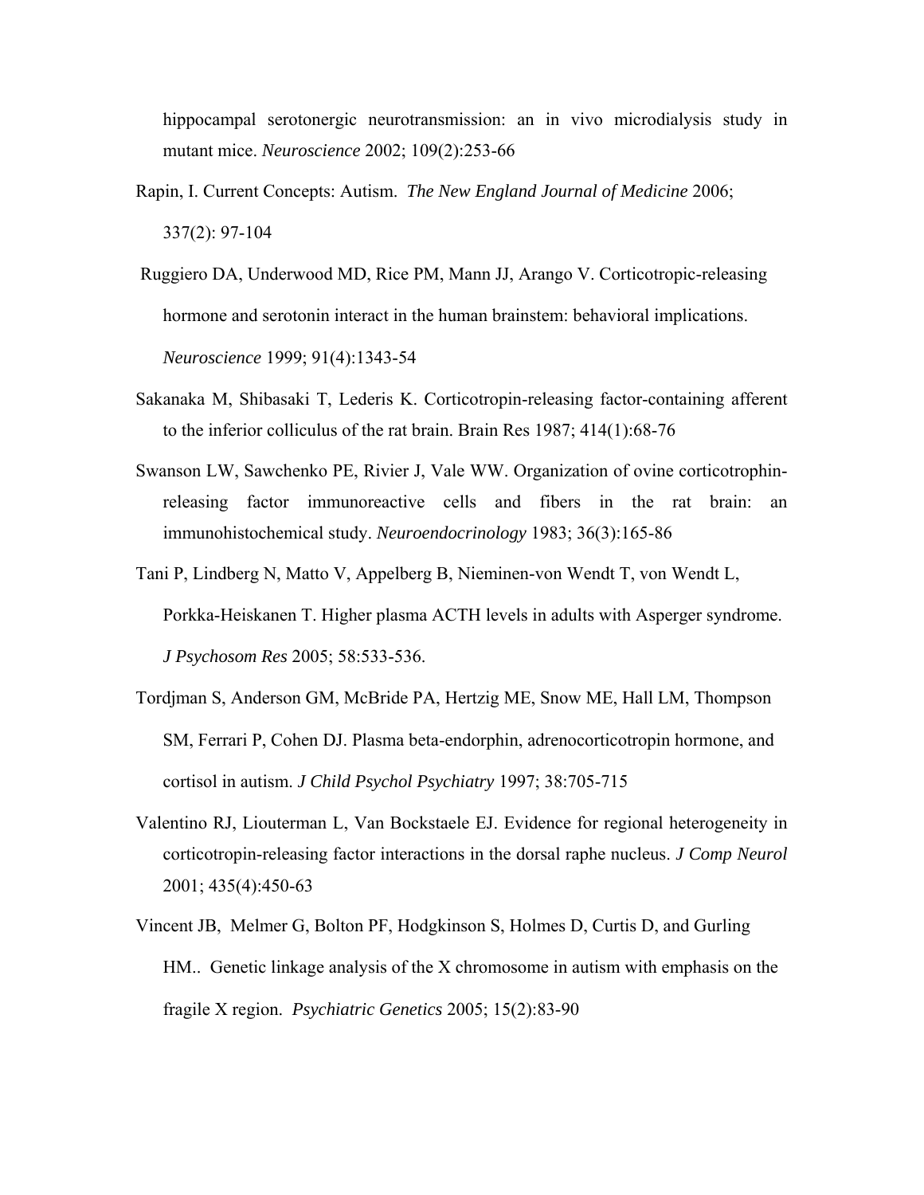hippocampal serotonergic neurotransmission: an in vivo microdialysis study in mutant mice. *Neuroscience* 2002; 109(2):253-66

Rapin, I. Current Concepts: Autism. *The New England Journal of Medicine* 2006; 337(2): 97-104

Ruggiero DA, Underwood MD, Rice PM, Mann JJ, Arango V. Corticotropic-releasing hormone and serotonin interact in the human brainstem: behavioral implications. *Neuroscience* 1999; 91(4):1343-54

Sakanaka M, Shibasaki T, Lederis K. Corticotropin-releasing factor-containing afferent to the inferior colliculus of the rat brain. Brain Res 1987; 414(1):68-76

Swanson LW, Sawchenko PE, Rivier J, Vale WW. Organization of ovine corticotrophin-releasing factor immunoreactive cells and fibers in the rat brain: an immunohistochemical study. *Neuroendocrinology* 1983; 36(3):165-86

Tani P, Lindberg N, Matto V, Appelberg B, Nieminen-von Wendt T, von Wendt L, Porkka-Heiskanen T. Higher plasma ACTH levels in adults with Asperger syndrome. *J Psychosom Res* 2005; 58:533-536.

Tordjman S, Anderson GM, McBride PA, Hertzig ME, Snow ME, Hall LM, Thompson SM, Ferrari P, Cohen DJ. Plasma beta-endorphin, adrenocorticotropin hormone, and cortisol in autism. *J Child Psychol Psychiatry* 1997; 38:705-715

Valentino RJ, Liouterman L, Van Bockstaele EJ. Evidence for regional heterogeneity in corticotropin-releasing factor interactions in the dorsal raphe nucleus. *J Comp Neurol* 2001; 435(4):450-63

Vincent JB, Melmer G, Bolton PF, Hodgkinson S, Holmes D, Curtis D, and Gurling HM.. Genetic linkage analysis of the X chromosome in autism with emphasis on the fragile X region. *Psychiatric Genetics* 2005; 15(2):83-90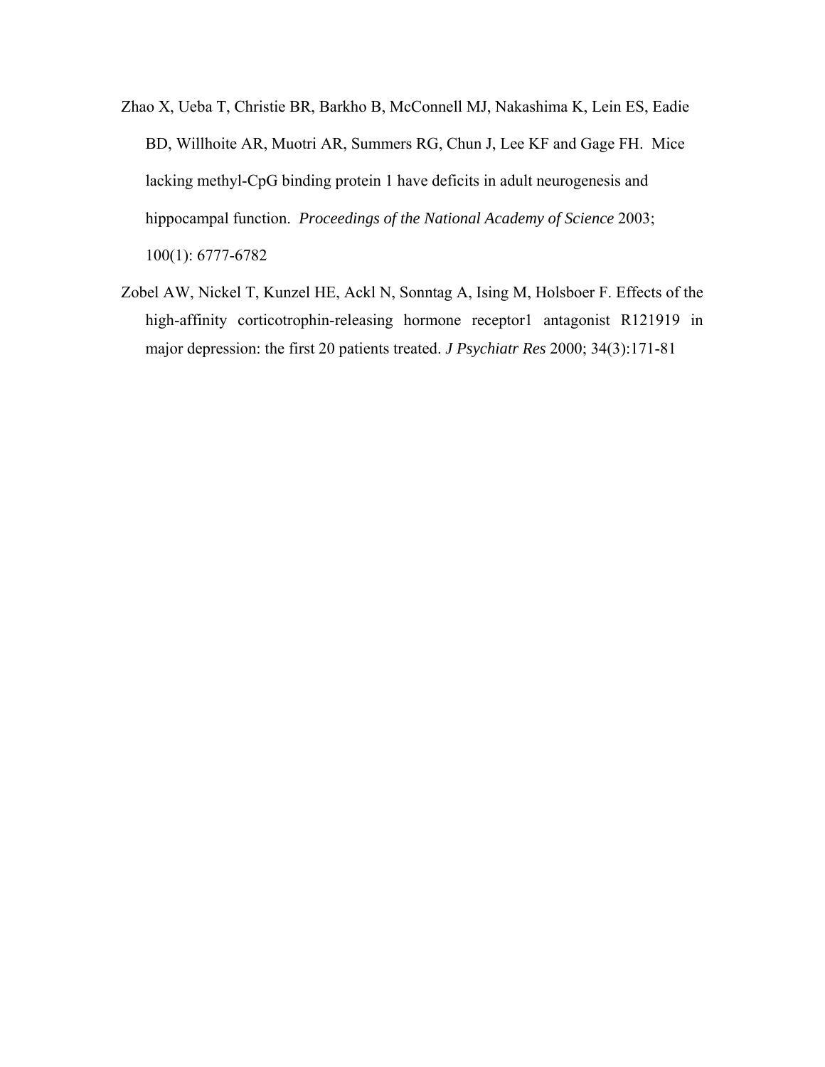Zhao X, Ueba T, Christie BR, Barkho B, McConnell MJ, Nakashima K, Lein ES, Eadie BD, Willhoite AR, Muotri AR, Summers RG, Chun J, Lee KF and Gage FH. Mice lacking methyl-CpG binding protein 1 have deficits in adult neurogenesis and hippocampal function. *Proceedings of the National Academy of Science* 2003; 100(1): 6777-6782

Zobel AW, Nickel T, Kunzel HE, Ackl N, Sonntag A, Ising M, Holsboer F. Effects of the high-affinity corticotrophin-releasing hormone receptor1 antagonist R121919 in major depression: the first 20 patients treated. *J Psychiatr Res* 2000; 34(3):171-81